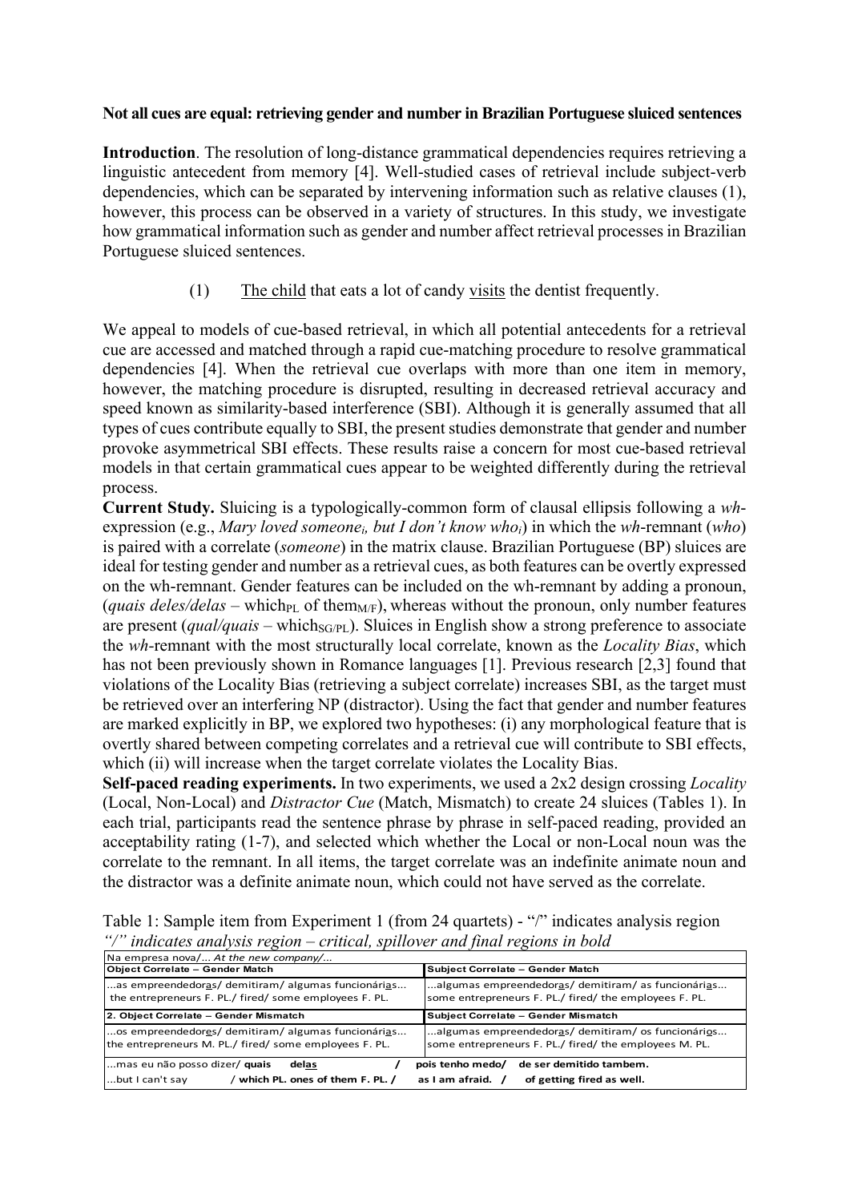**Not all cues are equal: retrieving gender and number in Brazilian Portuguese sluiced sentences**

**Introduction**. The resolution of long-distance grammatical dependencies requires retrieving a linguistic antecedent from memory [4]. Well-studied cases of retrieval include subject-verb dependencies, which can be separated by intervening information such as relative clauses (1), however, this process can be observed in a variety of structures. In this study, we investigate how grammatical information such as gender and number affect retrieval processes in Brazilian Portuguese sluiced sentences.

(1) The child that eats a lot of candy visits the dentist frequently.

We appeal to models of cue-based retrieval, in which all potential antecedents for a retrieval cue are accessed and matched through a rapid cue-matching procedure to resolve grammatical dependencies [4]. When the retrieval cue overlaps with more than one item in memory, however, the matching procedure is disrupted, resulting in decreased retrieval accuracy and speed known as similarity-based interference (SBI). Although it is generally assumed that all types of cues contribute equally to SBI, the present studies demonstrate that gender and number provoke asymmetrical SBI effects. These results raise a concern for most cue-based retrieval models in that certain grammatical cues appear to be weighted differently during the retrieval process.

**Current Study.** Sluicing is a typologically-common form of clausal ellipsis following a *wh*-expression (e.g., *Mary loved someone$_i$, but I don't know who$_i$*) in which the *wh*-remnant (*who*) is paired with a correlate (*someone*) in the matrix clause. Brazilian Portuguese (BP) sluices are ideal for testing gender and number as a retrieval cues, as both features can be overtly expressed on the wh-remnant. Gender features can be included on the wh-remnant by adding a pronoun, (*quais deles/delas* – which$_{PL}$ of them$_{M/F}$), whereas without the pronoun, only number features are present (*qual/quais* – which$_{SG/PL}$). Sluices in English show a strong preference to associate the *wh*-remnant with the most structurally local correlate, known as the *Locality Bias*, which has not been previously shown in Romance languages [1]. Previous research [2,3] found that violations of the Locality Bias (retrieving a subject correlate) increases SBI, as the target must be retrieved over an interfering NP (distractor). Using the fact that gender and number features are marked explicitly in BP, we explored two hypotheses: (i) any morphological feature that is overtly shared between competing correlates and a retrieval cue will contribute to SBI effects, which (ii) will increase when the target correlate violates the Locality Bias.

**Self-paced reading experiments.** In two experiments, we used a 2x2 design crossing *Locality* (Local, Non-Local) and *Distractor Cue* (Match, Mismatch) to create 24 sluices (Tables 1). In each trial, participants read the sentence phrase by phrase in self-paced reading, provided an acceptability rating (1-7), and selected which whether the Local or non-Local noun was the correlate to the remnant. In all items, the target correlate was an indefinite animate noun and the distractor was a definite animate noun, which could not have served as the correlate.

Table 1: Sample item from Experiment 1 (from 24 quartets) - "/" indicates analysis region
*"/" indicates analysis region – critical, spillover and final regions in bold*

| Na empresa nova/... *At the new company/...* | |
|---|---|
| **Object Correlate – Gender Match** | **Subject Correlate – Gender Match** |
| ...as empreendedor<u>as</u>/ demitiram/ algumas funcionári<u>as</u>...<br>the entrepreneurs F. PL./ fired/ some employees F. PL. | ...algumas empreendedor<u>as</u>/ demitiram/ as funcionári<u>as</u>...<br>some entrepreneurs F. PL./ fired/ the employees F. PL. |
| **2. Object Correlate – Gender Mismatch** | **Subject Correlate – Gender Mismatch** |
| ...os empreendedor<u>es</u>/ demitiram/ algumas funcionári<u>as</u>...<br>the entrepreneurs M. PL./ fired/ some employees F. PL. | ...algumas empreendedor<u>as</u>/ demitiram/ os funcionári<u>os</u>...<br>some entrepreneurs F. PL./ fired/ the employees M. PL. |
| ...mas eu não posso dizer/ **quais dela<u>s</u> / pois tenho medo/ de ser demitido tambem.**<br>...but I can't say / **which PL. ones of them F. PL. / as I am afraid. / of getting fired as well.** | |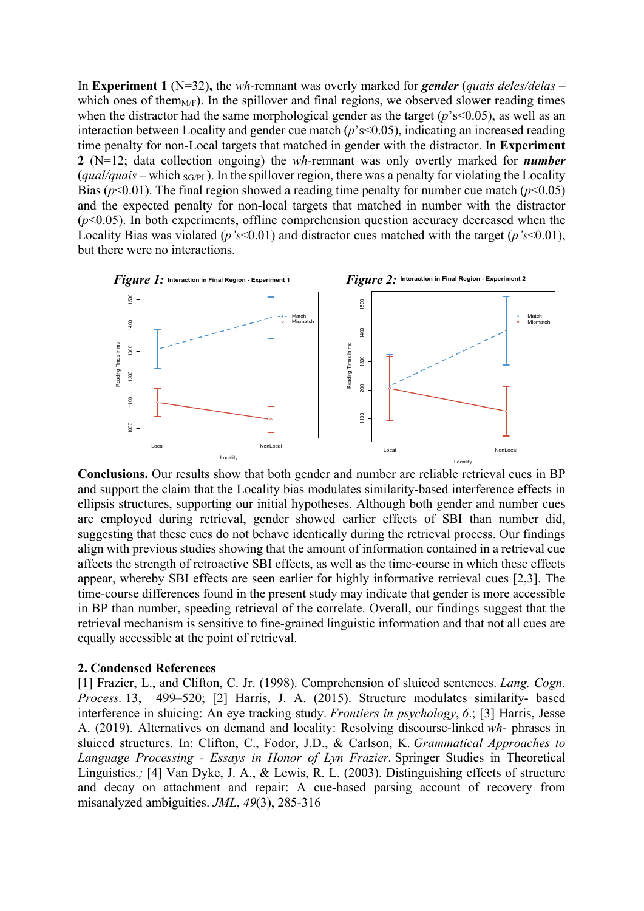In **Experiment 1** (N=32)**,** the *wh*-remnant was overly marked for ***gender*** (*quais deles/delas* – which ones of them$_{M/F}$). In the spillover and final regions, we observed slower reading times when the distractor had the same morphological gender as the target ($p$'s<0.05), as well as an interaction between Locality and gender cue match ($p$'s<0.05), indicating an increased reading time penalty for non-Local targets that matched in gender with the distractor. In **Experiment 2** (N=12; data collection ongoing) the *wh*-remnant was only overtly marked for ***number*** (*qual/quais* – which $_{SG/PL}$). In the spillover region, there was a penalty for violating the Locality Bias ($p<0.01$). The final region showed a reading time penalty for number cue match ($p<0.05$) and the expected penalty for non-local targets that matched in number with the distractor ($p<0.05$). In both experiments, offline comprehension question accuracy decreased when the Locality Bias was violated ($p$*'s*<0.01) and distractor cues matched with the target ($p$*'s*<0.01), but there were no interactions.

***Figure 1:*** Interaction in Final Region - Experiment 1

Reading Times in ms
1000
1100
1200
1300
1400
1500
Match
Mismatch
Local
NonLocal
Locality

***Figure 2:*** Interaction in Final Region - Experiment 2

Reading Times in ms
1100
1200
1300
1400
1500
Match
Mismatch
Local
NonLocal
Locality

**Conclusions.** Our results show that both gender and number are reliable retrieval cues in BP and support the claim that the Locality bias modulates similarity-based interference effects in ellipsis structures, supporting our initial hypotheses. Although both gender and number cues are employed during retrieval, gender showed earlier effects of SBI than number did, suggesting that these cues do not behave identically during the retrieval process. Our findings align with previous studies showing that the amount of information contained in a retrieval cue affects the strength of retroactive SBI effects, as well as the time-course in which these effects appear, whereby SBI effects are seen earlier for highly informative retrieval cues [2,3]. The time-course differences found in the present study may indicate that gender is more accessible in BP than number, speeding retrieval of the correlate. Overall, our findings suggest that the retrieval mechanism is sensitive to fine-grained linguistic information and that not all cues are equally accessible at the point of retrieval.

## 2. Condensed References

[1] Frazier, L., and Clifton, C. Jr. (1998). Comprehension of sluiced sentences. *Lang. Cogn. Process.* 13, 499–520; [2] Harris, J. A. (2015). Structure modulates similarity- based interference in sluicing: An eye tracking study. *Frontiers in psychology*, *6*.; [3] Harris, Jesse A. (2019). Alternatives on demand and locality: Resolving discourse-linked *wh-* phrases in sluiced structures. In: Clifton, C., Fodor, J.D., & Carlson, K. *Grammatical Approaches to Language Processing - Essays in Honor of Lyn Frazier.* Springer Studies in Theoretical Linguistics.*;* [4] Van Dyke, J. A., & Lewis, R. L. (2003). Distinguishing effects of structure and decay on attachment and repair: A cue-based parsing account of recovery from misanalyzed ambiguities. *JML*, *49*(3), 285-316